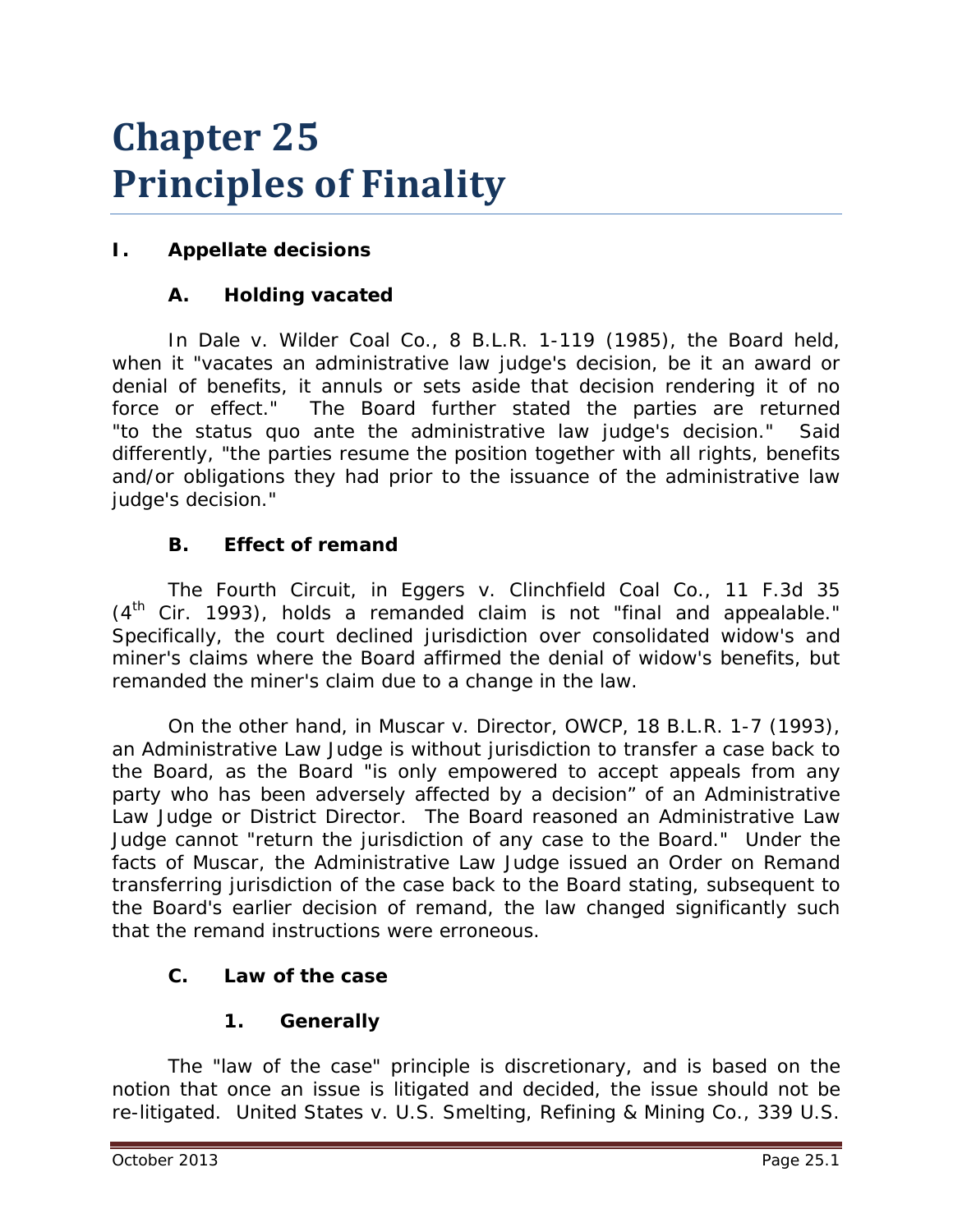# Chapter 25
# Principles of Finality

## I. Appellate decisions

### A. Holding vacated

In Dale v. Wilder Coal Co., 8 B.L.R. 1-119 (1985), the Board held, when it "vacates an administrative law judge's decision, be it an award or denial of benefits, it annuls or sets aside that decision rendering it of no force or effect." The Board further stated the parties are returned "to the status quo ante the administrative law judge's decision." Said differently, "the parties resume the position together with all rights, benefits and/or obligations they had prior to the issuance of the administrative law judge's decision."

### B. Effect of remand

The Fourth Circuit, in Eggers v. Clinchfield Coal Co., 11 F.3d 35 (4th Cir. 1993), holds a remanded claim is not "final and appealable." Specifically, the court declined jurisdiction over consolidated widow's and miner's claims where the Board affirmed the denial of widow's benefits, but remanded the miner's claim due to a change in the law.

On the other hand, in Muscar v. Director, OWCP, 18 B.L.R. 1-7 (1993), an Administrative Law Judge is without jurisdiction to transfer a case back to the Board, as the Board "is only empowered to accept appeals from any party who has been adversely affected by a decision" of an Administrative Law Judge or District Director. The Board reasoned an Administrative Law Judge cannot "return the jurisdiction of any case to the Board." Under the facts of Muscar, the Administrative Law Judge issued an Order on Remand transferring jurisdiction of the case back to the Board stating, subsequent to the Board's earlier decision of remand, the law changed significantly such that the remand instructions were erroneous.

### C. Law of the case

#### 1. Generally

The "law of the case" principle is discretionary, and is based on the notion that once an issue is litigated and decided, the issue should not be re-litigated. United States v. U.S. Smelting, Refining & Mining Co., 339 U.S.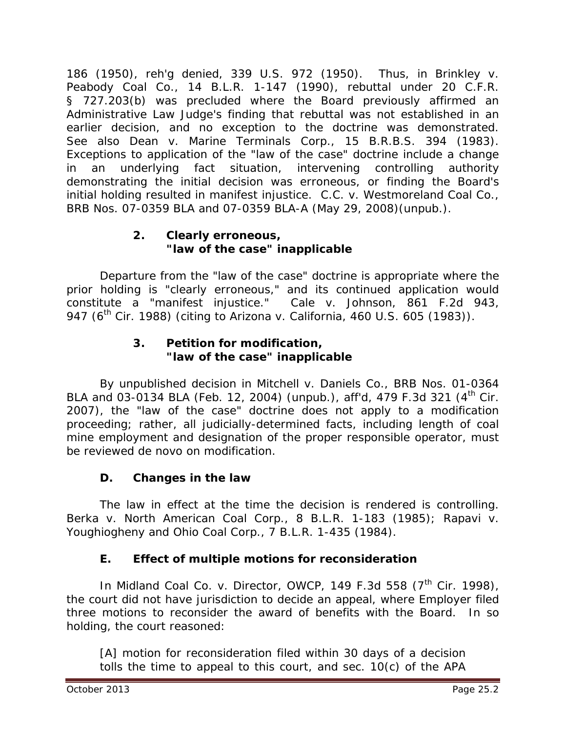186 (1950), reh'g denied, 339 U.S. 972 (1950). Thus, in *Brinkley v. Peabody Coal Co.*, 14 B.L.R. 1-147 (1990), rebuttal under 20 C.F.R. § 727.203(b) was precluded where the Board previously affirmed an Administrative Law Judge's finding that rebuttal was not established in an earlier decision, and no exception to the doctrine was demonstrated. *See also Dean v. Marine Terminals Corp.*, 15 B.R.B.S. 394 (1983). Exceptions to application of the "law of the case" doctrine include a change in an underlying fact situation, intervening controlling authority demonstrating the initial decision was erroneous, or finding the Board's initial holding resulted in manifest injustice. *C.C. v. Westmoreland Coal Co.*, BRB Nos. 07-0359 BLA and 07-0359 BLA-A (May 29, 2008)(unpub.).

### 2. Clearly erroneous, "law of the case" inapplicable

Departure from the "law of the case" doctrine is appropriate where the prior holding is "clearly erroneous," and its continued application would constitute a "manifest injustice." *Cale v. Johnson*, 861 F.2d 943, 947 (6th Cir. 1988) (citing to *Arizona v. California*, 460 U.S. 605 (1983)).

### 3. Petition for modification, "law of the case" inapplicable

By unpublished decision in *Mitchell v. Daniels Co.*, BRB Nos. 01-0364 BLA and 03-0134 BLA (Feb. 12, 2004) (unpub.), *aff'd*, 479 F.3d 321 (4th Cir. 2007), the "law of the case" doctrine does not apply to a modification proceeding; rather, all judicially-determined facts, including length of coal mine employment and designation of the proper responsible operator, must be reviewed *de novo* on modification.

## D. Changes in the law

The law in effect at the time the decision is rendered is controlling. *Berka v. North American Coal Corp.*, 8 B.L.R. 1-183 (1985); *Rapavi v. Youghiogheny and Ohio Coal Corp.*, 7 B.L.R. 1-435 (1984).

## E. Effect of multiple motions for reconsideration

In *Midland Coal Co. v. Director, OWCP*, 149 F.3d 558 (7th Cir. 1998), the court did not have jurisdiction to decide an appeal, where Employer filed three motions to reconsider the award of benefits with the Board. In so holding, the court reasoned:

> [A] motion for reconsideration filed within 30 days of a decision tolls the time to appeal to this court, and sec. 10(c) of the APA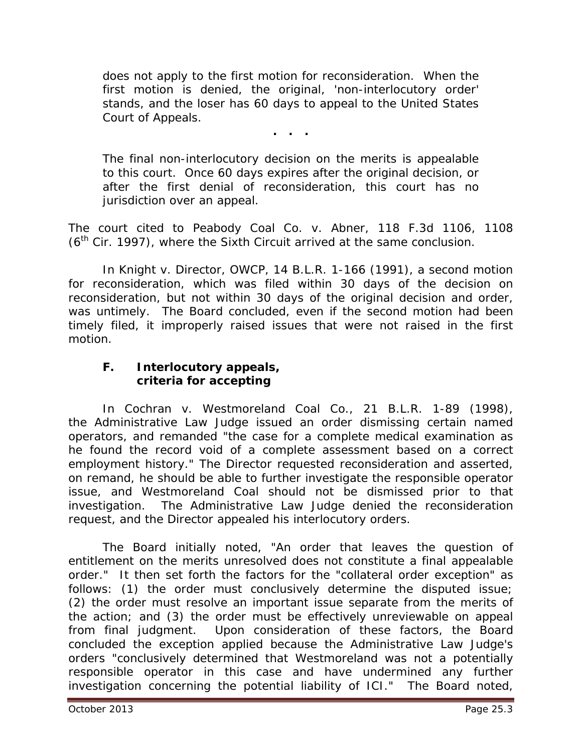> does not apply to the first motion for reconsideration. When the first motion is denied, the original, 'non-interlocutory order' stands, and the loser has 60 days to appeal to the United States Court of Appeals.
>
> . . .
>
> The final non-interlocutory decision on the merits is appealable to this court. Once 60 days expires after the original decision, or after the first denial of reconsideration, this court has no jurisdiction over an appeal.

The court cited to *Peabody Coal Co. v. Abner*, 118 F.3d 1106, 1108 (6th Cir. 1997), where the Sixth Circuit arrived at the same conclusion.

In *Knight v. Director, OWCP*, 14 B.L.R. 1-166 (1991), a second motion for reconsideration, which was filed within 30 days of the decision on reconsideration, but not within 30 days of the original decision and order, was untimely. The Board concluded, even if the second motion had been timely filed, it improperly raised issues that were not raised in the first motion.

### F. Interlocutory appeals, criteria for accepting

In *Cochran v. Westmoreland Coal Co.*, 21 B.L.R. 1-89 (1998), the Administrative Law Judge issued an order dismissing certain named operators, and remanded "the case for a complete medical examination as he found the record void of a complete assessment based on a correct employment history." The Director requested reconsideration and asserted, on remand, he should be able to further investigate the responsible operator issue, and Westmoreland Coal should not be dismissed prior to that investigation. The Administrative Law Judge denied the reconsideration request, and the Director appealed his interlocutory orders.

The Board initially noted, "An order that leaves the question of entitlement on the merits unresolved does not constitute a final appealable order." It then set forth the factors for the "collateral order exception" as follows: (1) the order must conclusively determine the disputed issue; (2) the order must resolve an important issue separate from the merits of the action; and (3) the order must be effectively unreviewable on appeal from final judgment. Upon consideration of these factors, the Board concluded the exception applied because the Administrative Law Judge's orders "conclusively determined that Westmoreland was not a potentially responsible operator in this case and have undermined any further investigation concerning the potential liability of ICI." The Board noted,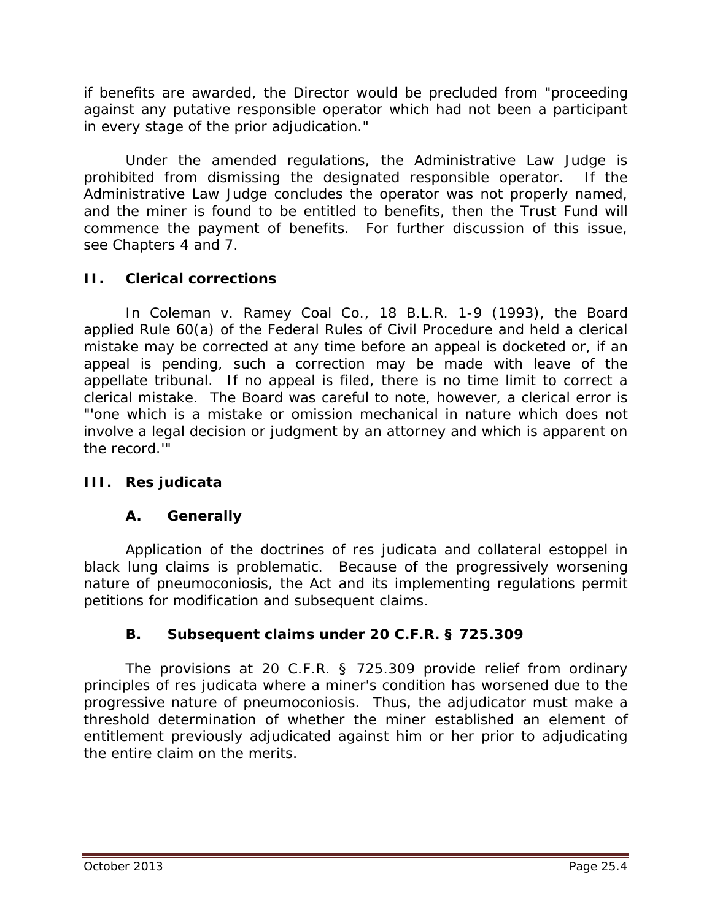if benefits are awarded, the Director would be precluded from "proceeding against any putative responsible operator which had not been a participant in every stage of the prior adjudication."

Under the amended regulations, the Administrative Law Judge is prohibited from dismissing the designated responsible operator. If the Administrative Law Judge concludes the operator was not properly named, and the miner is found to be entitled to benefits, then the Trust Fund will commence the payment of benefits. For further discussion of this issue, see Chapters 4 and 7.

## II. Clerical corrections

In *Coleman v. Ramey Coal Co.*, 18 B.L.R. 1-9 (1993), the Board applied Rule 60(a) of the Federal Rules of Civil Procedure and held a clerical mistake may be corrected at any time before an appeal is docketed or, if an appeal is pending, such a correction may be made with leave of the appellate tribunal. If no appeal is filed, there is no time limit to correct a clerical mistake. The Board was careful to note, however, a clerical error is "'one which is a mistake or omission mechanical in nature which does not involve a legal decision or judgment by an attorney and which is apparent on the record.'"

## III. Res judicata

### A. Generally

Application of the doctrines of res judicata and collateral estoppel in black lung claims is problematic. Because of the progressively worsening nature of pneumoconiosis, the Act and its implementing regulations permit petitions for modification and subsequent claims.

### B. Subsequent claims under 20 C.F.R. § 725.309

The provisions at 20 C.F.R. § 725.309 provide relief from ordinary principles of res judicata where a miner's condition has worsened due to the progressive nature of pneumoconiosis. Thus, the adjudicator must make a threshold determination of whether the miner established an element of entitlement previously adjudicated against him or her prior to adjudicating the entire claim on the merits.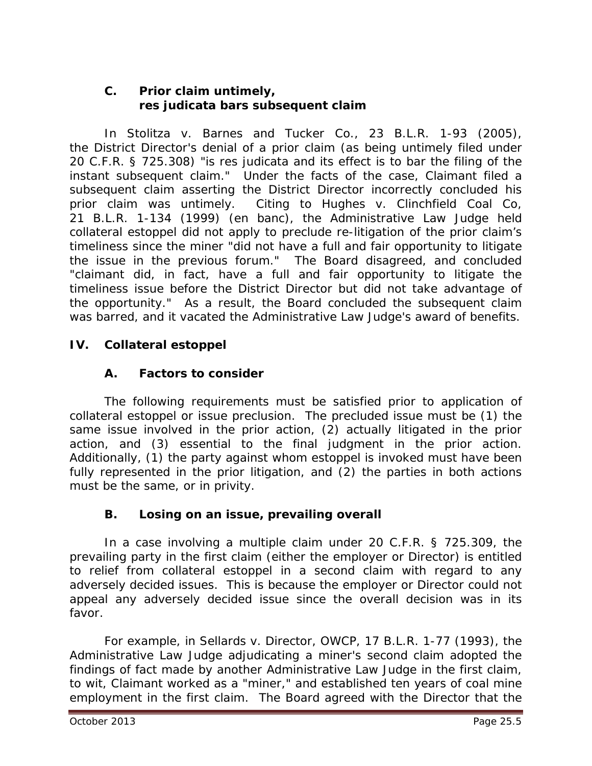### C. Prior claim untimely, res judicata bars subsequent claim

In *Stolitza v. Barnes and Tucker Co.*, 23 B.L.R. 1-93 (2005), the District Director's denial of a prior claim (as being untimely filed under 20 C.F.R. § 725.308) "is res judicata and its effect is to bar the filing of the instant subsequent claim." Under the facts of the case, Claimant filed a subsequent claim asserting the District Director incorrectly concluded his prior claim was untimely. Citing to *Hughes v. Clinchfield Coal Co*, 21 B.L.R. 1-134 (1999) (en banc), the Administrative Law Judge held collateral estoppel did not apply to preclude re-litigation of the prior claim's timeliness since the miner "did not have a full and fair opportunity to litigate the issue in the previous forum." The Board disagreed, and concluded "claimant did, in fact, have a full and fair opportunity to litigate the timeliness issue before the District Director but did not take advantage of the opportunity." As a result, the Board concluded the subsequent claim was barred, and it vacated the Administrative Law Judge's award of benefits.

## IV. Collateral estoppel

### A. Factors to consider

The following requirements must be satisfied prior to application of collateral estoppel or issue preclusion. The precluded issue must be (1) the same issue involved in the prior action, (2) actually litigated in the prior action, and (3) essential to the final judgment in the prior action. Additionally, (1) the party against whom estoppel is invoked must have been fully represented in the prior litigation, and (2) the parties in both actions must be the same, or in privity.

### B. Losing on an issue, prevailing overall

In a case involving a multiple claim under 20 C.F.R. § 725.309, the prevailing party in the first claim (either the employer or Director) is entitled to relief from collateral estoppel in a second claim with regard to any adversely decided issues. This is because the employer or Director could not appeal any adversely decided issue since the overall decision was in its favor.

For example, in *Sellards v. Director, OWCP*, 17 B.L.R. 1-77 (1993), the Administrative Law Judge adjudicating a miner's second claim adopted the findings of fact made by another Administrative Law Judge in the first claim, to wit, Claimant worked as a "miner," and established ten years of coal mine employment in the first claim. The Board agreed with the Director that the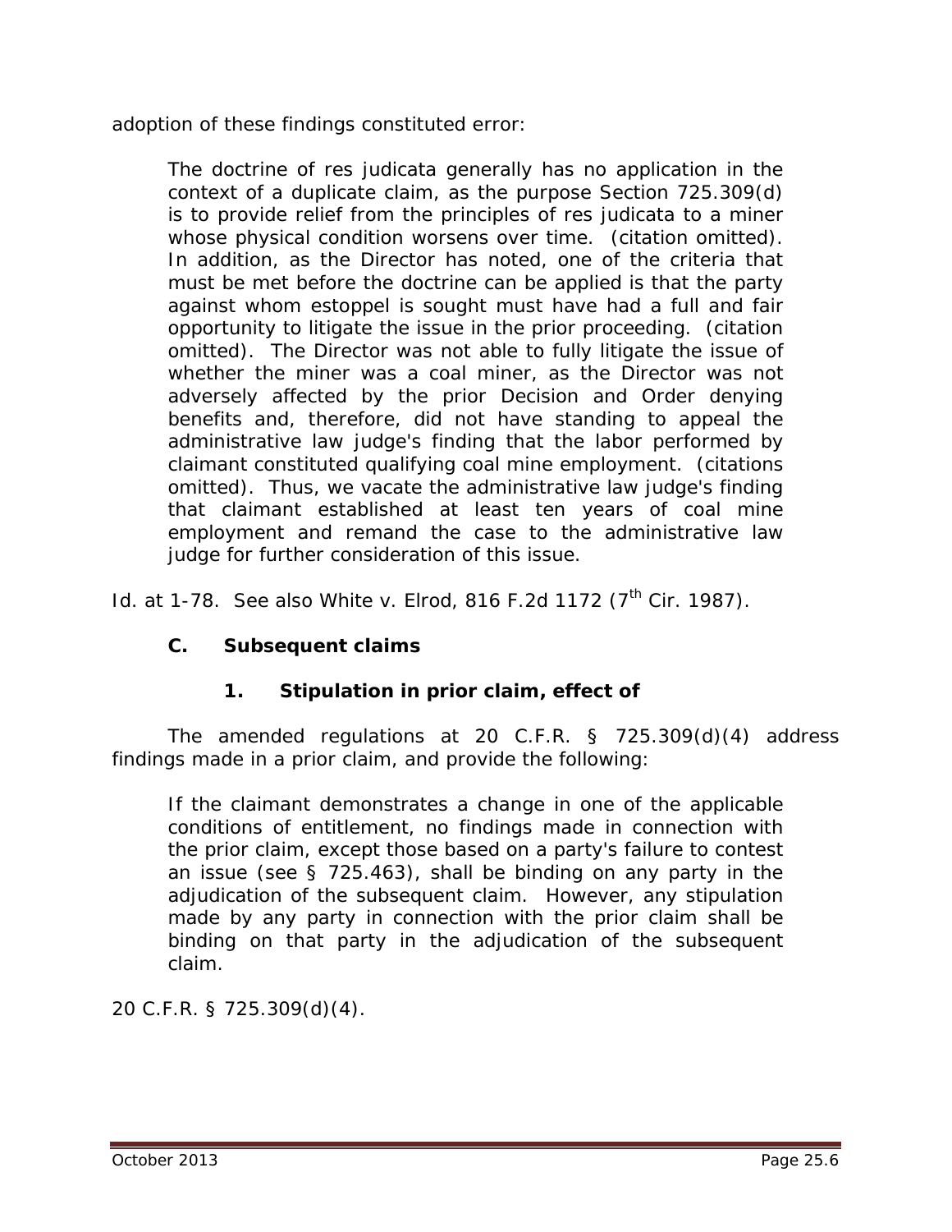adoption of these findings constituted error:

> The doctrine of res judicata generally has no application in the context of a duplicate claim, as the purpose Section 725.309(d) is to provide relief from the principles of res judicata to a miner whose physical condition worsens over time. (citation omitted). In addition, as the Director has noted, one of the criteria that must be met before the doctrine can be applied is that the party against whom estoppel is sought must have had a full and fair opportunity to litigate the issue in the prior proceeding. (citation omitted). The Director was not able to fully litigate the issue of whether the miner was a coal miner, as the Director was not adversely affected by the prior Decision and Order denying benefits and, therefore, did not have standing to appeal the administrative law judge's finding that the labor performed by claimant constituted qualifying coal mine employment. (citations omitted). Thus, we vacate the administrative law judge's finding that claimant established at least ten years of coal mine employment and remand the case to the administrative law judge for further consideration of this issue.

*Id.* at 1-78. *See also White v. Elrod*, 816 F.2d 1172 (7th Cir. 1987).

### C. Subsequent claims

#### 1. Stipulation in prior claim, effect of

The amended regulations at 20 C.F.R. § 725.309(d)(4) address findings made in a prior claim, and provide the following:

> If the claimant demonstrates a change in one of the applicable conditions of entitlement, no findings made in connection with the prior claim, except those based on a party's failure to contest an issue (see § 725.463), shall be binding on any party in the adjudication of the subsequent claim. However, any stipulation made by any party in connection with the prior claim shall be binding on that party in the adjudication of the subsequent claim.

20 C.F.R. § 725.309(d)(4).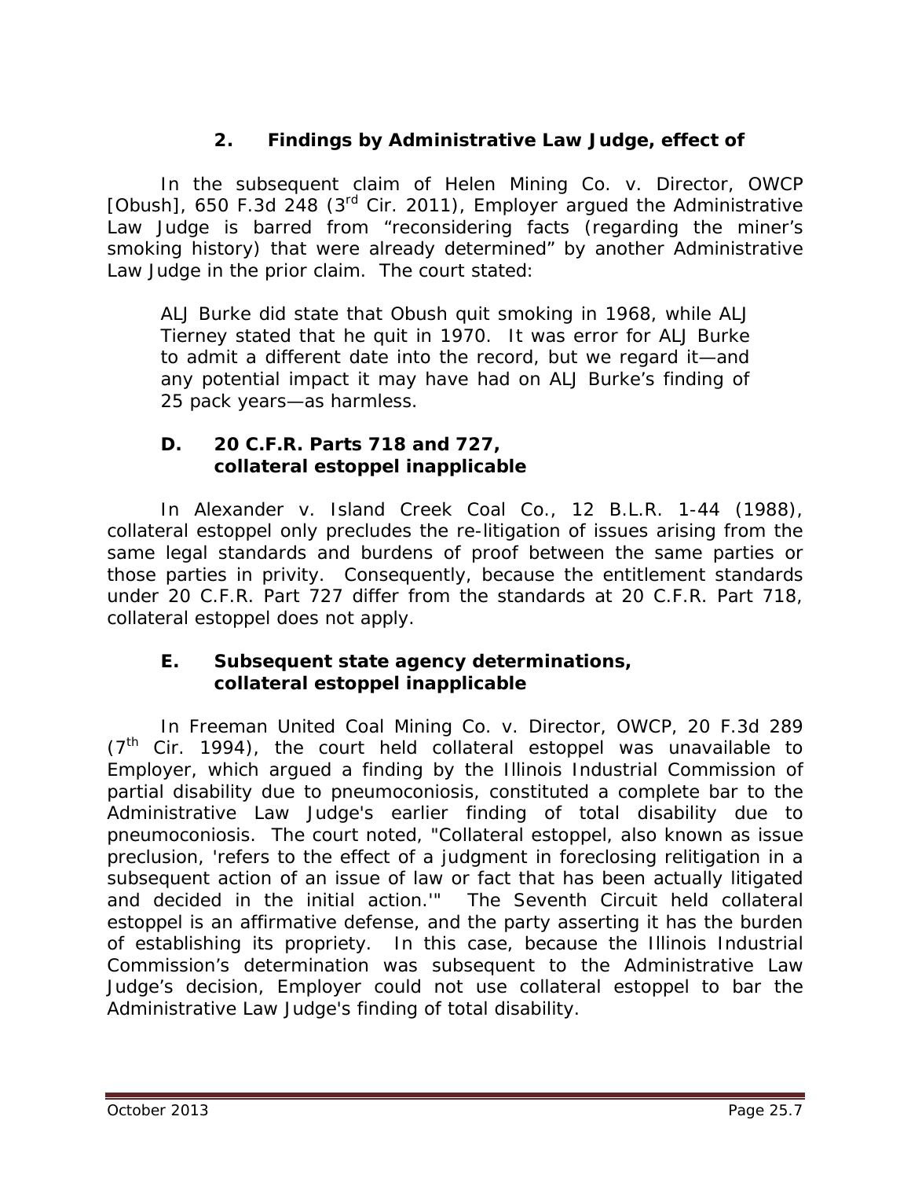### 2. Findings by Administrative Law Judge, effect of

In the subsequent claim of *Helen Mining Co. v. Director, OWCP [Obush]*, 650 F.3d 248 (3rd Cir. 2011), Employer argued the Administrative Law Judge is barred from "reconsidering facts (regarding the miner's smoking history) that were already determined" by another Administrative Law Judge in the prior claim. The court stated:

> ALJ Burke did state that Obush quit smoking in 1968, while ALJ Tierney stated that he quit in 1970. It was error for ALJ Burke to admit a different date into the record, but we regard it—and any potential impact it may have had on ALJ Burke's finding of 25 pack years—as harmless.

## D. 20 C.F.R. Parts 718 and 727, collateral estoppel inapplicable

In *Alexander v. Island Creek Coal Co.*, 12 B.L.R. 1-44 (1988), collateral estoppel only precludes the re-litigation of issues arising from the same legal standards and burdens of proof between the same parties or those parties in privity. Consequently, because the entitlement standards under 20 C.F.R. Part 727 differ from the standards at 20 C.F.R. Part 718, collateral estoppel does not apply.

## E. Subsequent state agency determinations, collateral estoppel inapplicable

In *Freeman United Coal Mining Co. v. Director, OWCP*, 20 F.3d 289 (7th Cir. 1994), the court held collateral estoppel was unavailable to Employer, which argued a finding by the Illinois Industrial Commission of partial disability due to pneumoconiosis, constituted a complete bar to the Administrative Law Judge's earlier finding of total disability due to pneumoconiosis. The court noted, "Collateral estoppel, also known as issue preclusion, 'refers to the effect of a judgment in foreclosing relitigation in a subsequent action of an issue of law or fact that has been actually litigated and decided in the initial action.'" The Seventh Circuit held collateral estoppel is an affirmative defense, and the party asserting it has the burden of establishing its propriety. In this case, because the Illinois Industrial Commission's determination was subsequent to the Administrative Law Judge's decision, Employer could not use collateral estoppel to bar the Administrative Law Judge's finding of total disability.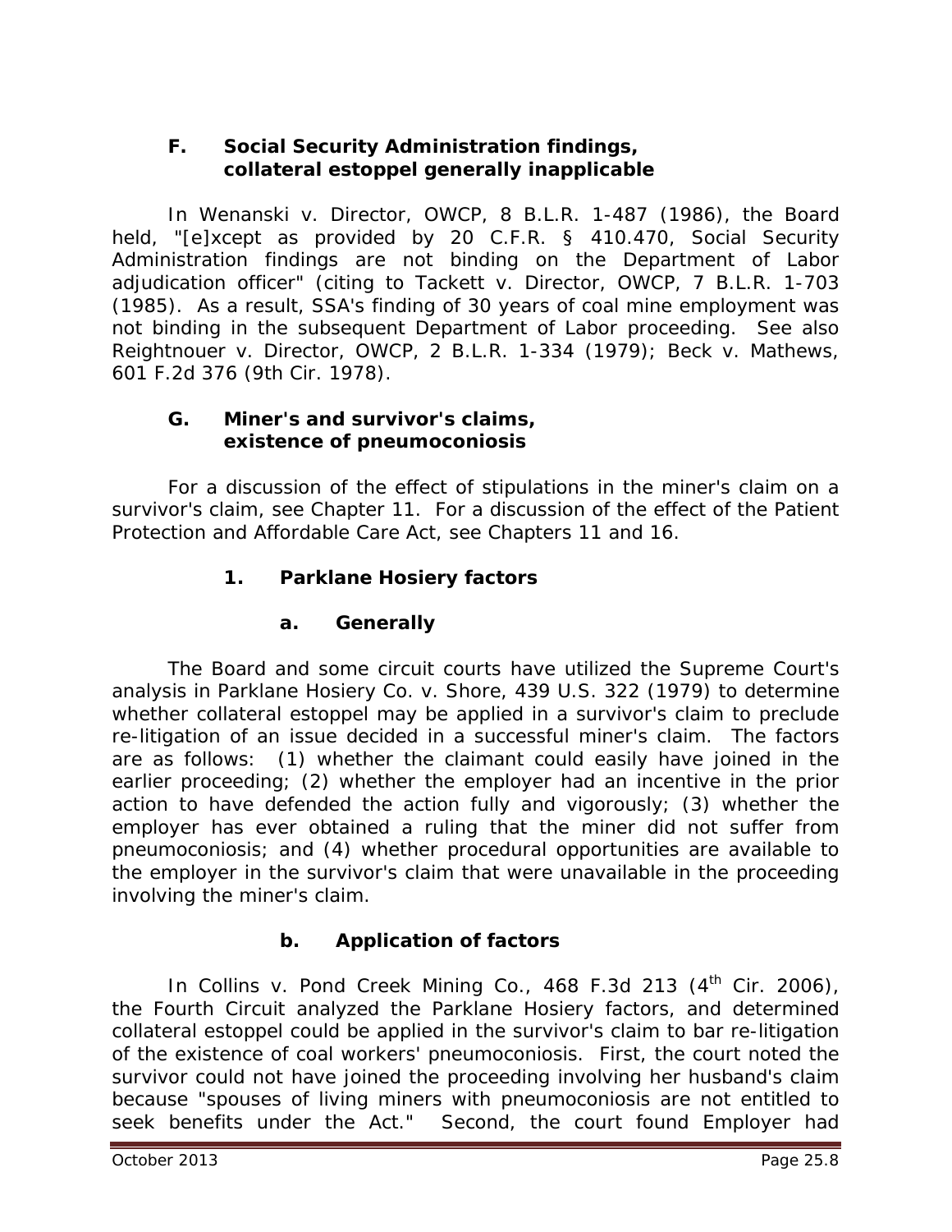### F. Social Security Administration findings, collateral estoppel generally inapplicable

In *Wenanski v. Director, OWCP*, 8 B.L.R. 1-487 (1986), the Board held, "[e]xcept as provided by 20 C.F.R. § 410.470, Social Security Administration findings are not binding on the Department of Labor adjudication officer" (citing to *Tackett v. Director, OWCP*, 7 B.L.R. 1-703 (1985). As a result, SSA's finding of 30 years of coal mine employment was not binding in the subsequent Department of Labor proceeding. *See also Reightnouer v. Director, OWCP*, 2 B.L.R. 1-334 (1979); *Beck v. Mathews*, 601 F.2d 376 (9th Cir. 1978).

### G. Miner's and survivor's claims, existence of pneumoconiosis

For a discussion of the effect of stipulations in the miner's claim on a survivor's claim, see Chapter 11. For a discussion of the effect of the Patient Protection and Affordable Care Act, see Chapters 11 and 16.

#### 1. Parklane Hosiery factors

##### a. Generally

The Board and some circuit courts have utilized the Supreme Court's analysis in *Parklane Hosiery Co. v. Shore*, 439 U.S. 322 (1979) to determine whether collateral estoppel may be applied in a survivor's claim to preclude re-litigation of an issue decided in a successful miner's claim. The factors are as follows: (1) whether the claimant could easily have joined in the earlier proceeding; (2) whether the employer had an incentive in the prior action to have defended the action fully and vigorously; (3) whether the employer has ever obtained a ruling that the miner did not suffer from pneumoconiosis; and (4) whether procedural opportunities are available to the employer in the survivor's claim that were unavailable in the proceeding involving the miner's claim.

##### b. Application of factors

In *Collins v. Pond Creek Mining Co.*, 468 F.3d 213 (4th Cir. 2006), the Fourth Circuit analyzed the *Parklane Hosiery* factors, and determined collateral estoppel could be applied in the survivor's claim to bar re-litigation of the existence of coal workers' pneumoconiosis. First, the court noted the survivor could not have joined the proceeding involving her husband's claim because "spouses of living miners with pneumoconiosis are not entitled to seek benefits under the Act." Second, the court found Employer had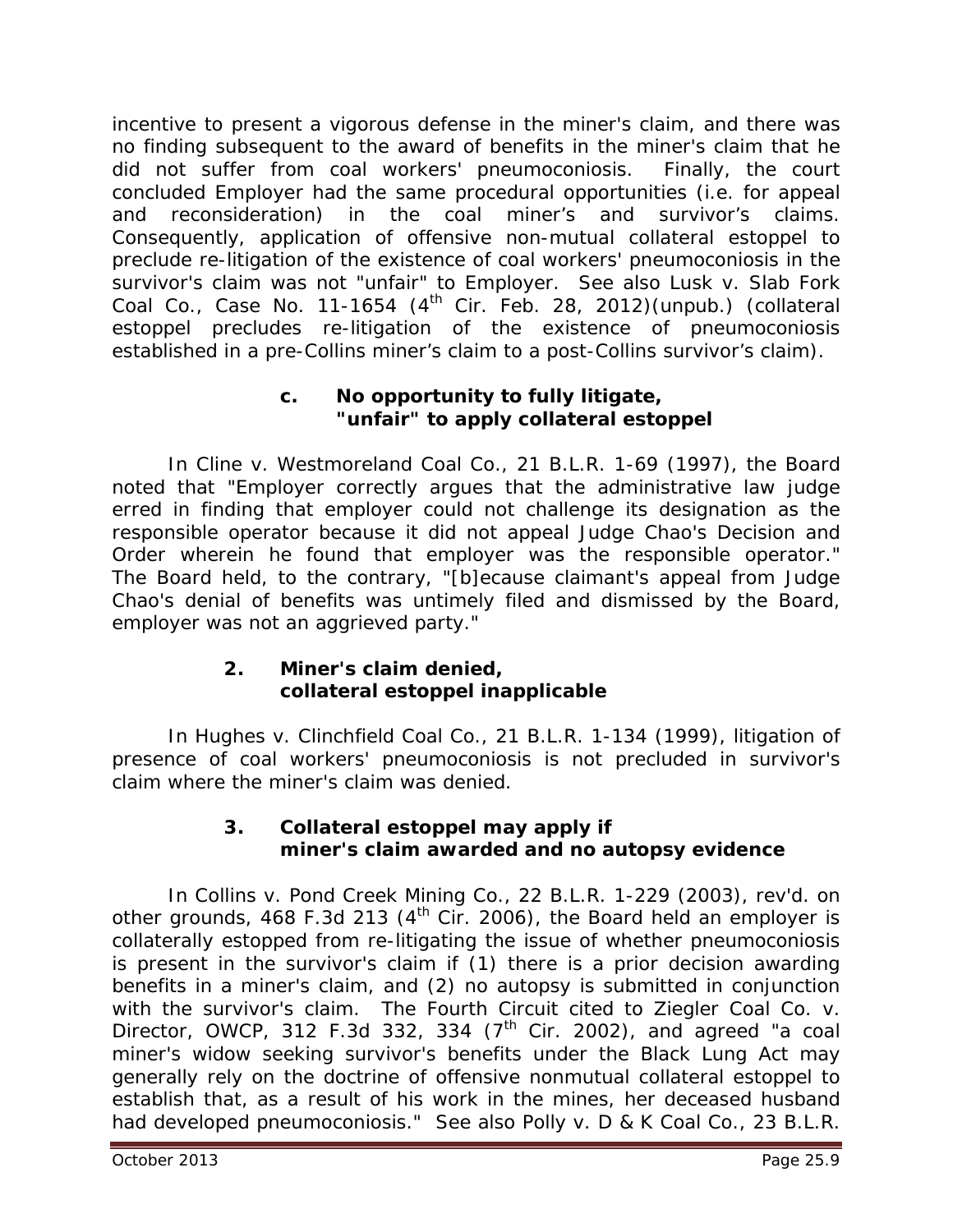incentive to present a vigorous defense in the miner's claim, and there was no finding subsequent to the award of benefits in the miner's claim that he did not suffer from coal workers' pneumoconiosis. Finally, the court concluded Employer had the same procedural opportunities (i.e. for appeal and reconsideration) in the coal miner's and survivor's claims. Consequently, application of offensive non-mutual collateral estoppel to preclude re-litigation of the existence of coal workers' pneumoconiosis in the survivor's claim was not "unfair" to Employer. *See also Lusk v. Slab Fork Coal Co.*, Case No. 11-1654 (4th Cir. Feb. 28, 2012)(unpub.) (collateral estoppel precludes re-litigation of the existence of pneumoconiosis established in a pre-*Collins* miner's claim to a post-*Collins* survivor's claim).

#### c. No opportunity to fully litigate, "unfair" to apply collateral estoppel

In *Cline v. Westmoreland Coal Co.*, 21 B.L.R. 1-69 (1997), the Board noted that "Employer correctly argues that the administrative law judge erred in finding that employer could not challenge its designation as the responsible operator because it did not appeal Judge Chao's Decision and Order wherein he found that employer was the responsible operator." The Board held, to the contrary, "[b]ecause claimant's appeal from Judge Chao's denial of benefits was untimely filed and dismissed by the Board, employer was not an aggrieved party."

### 2. Miner's claim denied, collateral estoppel inapplicable

In *Hughes v. Clinchfield Coal Co.*, 21 B.L.R. 1-134 (1999), litigation of presence of coal workers' pneumoconiosis is not precluded in survivor's claim where the miner's claim was denied.

### 3. Collateral estoppel may apply if miner's claim awarded and no autopsy evidence

In *Collins v. Pond Creek Mining Co.*, 22 B.L.R. 1-229 (2003), *rev'd. on other grounds*, 468 F.3d 213 (4th Cir. 2006), the Board held an employer is collaterally estopped from re-litigating the issue of whether pneumoconiosis is present in the survivor's claim if (1) there is a prior decision awarding benefits in a miner's claim, and (2) no autopsy is submitted in conjunction with the survivor's claim. The Fourth Circuit cited to *Ziegler Coal Co. v. Director, OWCP*, 312 F.3d 332, 334 (7th Cir. 2002), and agreed "a coal miner's widow seeking survivor's benefits under the Black Lung Act may generally rely on the doctrine of offensive nonmutual collateral estoppel to establish that, as a result of his work in the mines, her deceased husband had developed pneumoconiosis." *See also Polly v. D & K Coal Co.*, 23 B.L.R.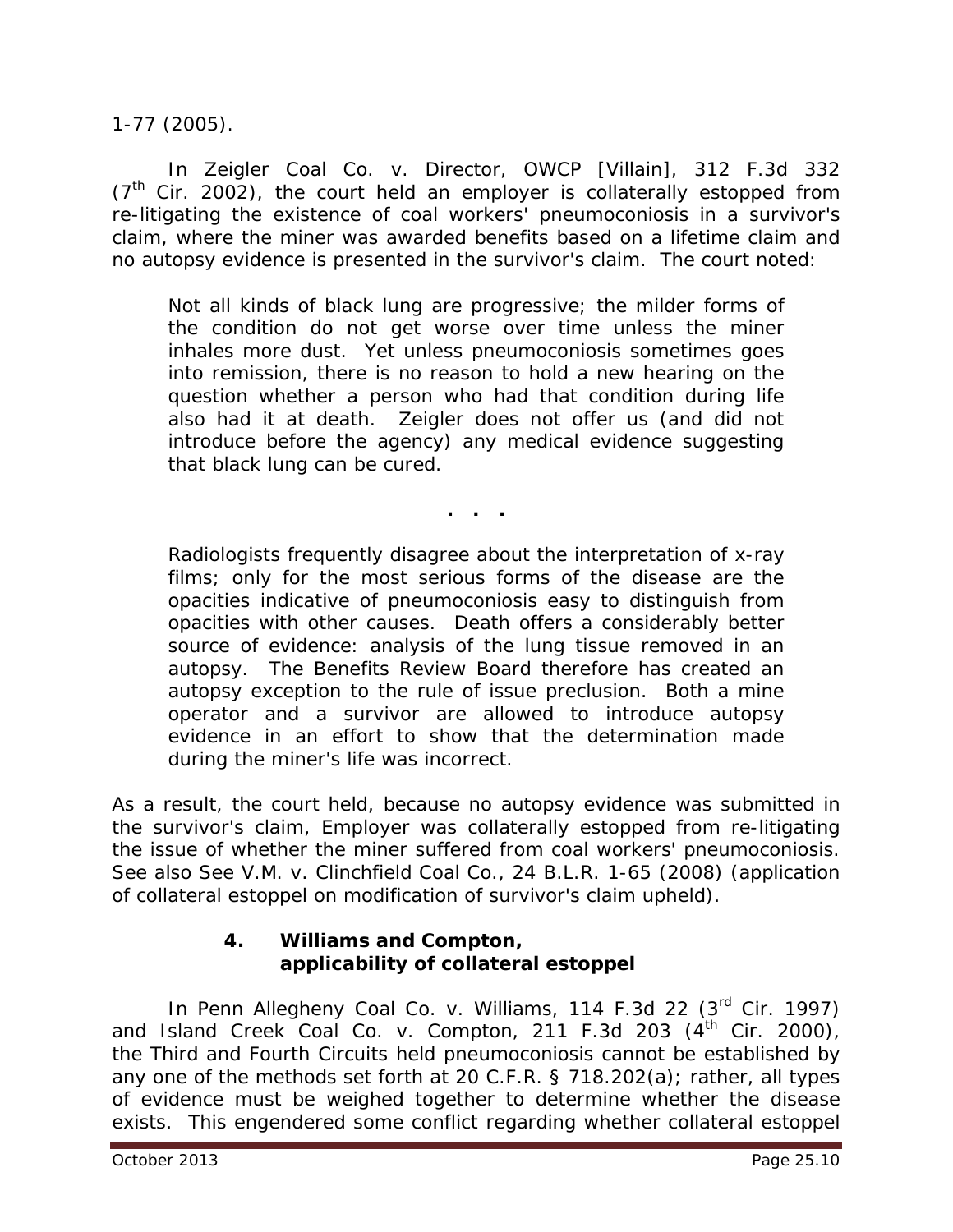1-77 (2005).

In *Zeigler Coal Co. v. Director, OWCP [Villain]*, 312 F.3d 332 (7th Cir. 2002), the court held an employer is collaterally estopped from re-litigating the existence of coal workers' pneumoconiosis in a survivor's claim, where the miner was awarded benefits based on a lifetime claim and no autopsy evidence is presented in the survivor's claim. The court noted:

> Not all kinds of black lung are progressive; the milder forms of the condition do not get worse over time unless the miner inhales more dust. Yet unless pneumoconiosis sometimes goes into remission, there is no reason to hold a new hearing on the question whether a person who had that condition during life also had it at death. Zeigler does not offer us (and did not introduce before the agency) any medical evidence suggesting that black lung can be cured.
>
> . . .
>
> Radiologists frequently disagree about the interpretation of x-ray films; only for the most serious forms of the disease are the opacities indicative of pneumoconiosis easy to distinguish from opacities with other causes. Death offers a considerably better source of evidence: analysis of the lung tissue removed in an autopsy. The Benefits Review Board therefore has created an autopsy exception to the rule of issue preclusion. Both a mine operator and a survivor are allowed to introduce autopsy evidence in an effort to show that the determination made during the miner's life was incorrect.

As a result, the court held, because no autopsy evidence was submitted in the survivor's claim, Employer was collaterally estopped from re-litigating the issue of whether the miner suffered from coal workers' pneumoconiosis. *See also See V.M. v. Clinchfield Coal Co.*, 24 B.L.R. 1-65 (2008) (application of collateral estoppel on modification of survivor's claim upheld).

### 4. Williams and Compton, applicability of collateral estoppel

In *Penn Allegheny Coal Co. v. Williams*, 114 F.3d 22 (3rd Cir. 1997) and *Island Creek Coal Co. v. Compton*, 211 F.3d 203 (4th Cir. 2000), the Third and Fourth Circuits held pneumoconiosis cannot be established by any one of the methods set forth at 20 C.F.R. § 718.202(a); rather, all types of evidence must be weighed together to determine whether the disease exists. This engendered some conflict regarding whether collateral estoppel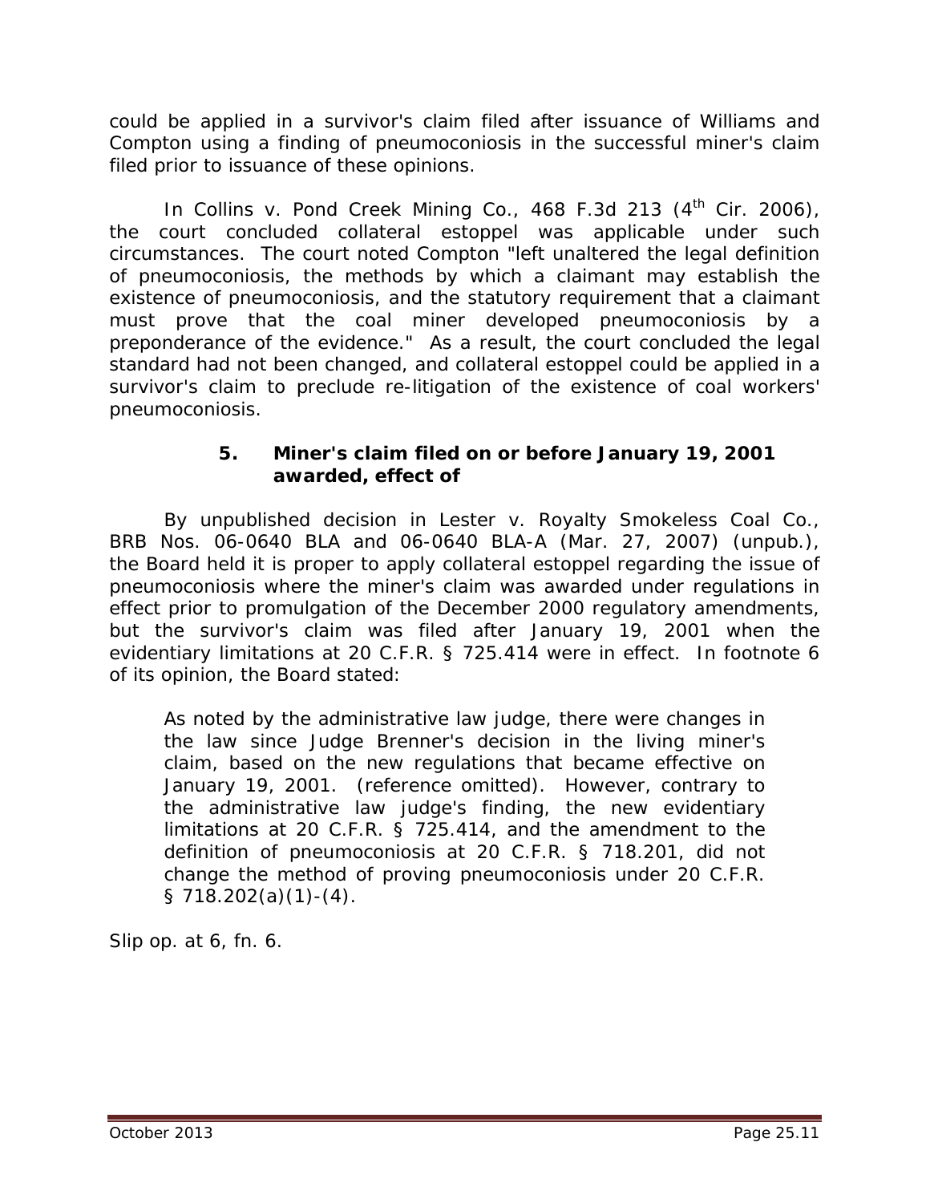could be applied in a survivor's claim filed after issuance of *Williams* and *Compton* using a finding of pneumoconiosis in the successful miner's claim filed prior to issuance of these opinions.

In *Collins v. Pond Creek Mining Co.*, 468 F.3d 213 (4th Cir. 2006), the court concluded collateral estoppel was applicable under such circumstances. The court noted *Compton* "left unaltered the legal definition of pneumoconiosis, the methods by which a claimant may establish the existence of pneumoconiosis, and the statutory requirement that a claimant must prove that the coal miner developed pneumoconiosis by a preponderance of the evidence." As a result, the court concluded the legal standard had not been changed, and collateral estoppel could be applied in a survivor's claim to preclude re-litigation of the existence of coal workers' pneumoconiosis.

### 5. Miner's claim filed on or before January 19, 2001 awarded, effect of

By unpublished decision in *Lester v. Royalty Smokeless Coal Co.*, BRB Nos. 06-0640 BLA and 06-0640 BLA-A (Mar. 27, 2007) (unpub.), the Board held it is proper to apply collateral estoppel regarding the issue of pneumoconiosis where the miner's claim was awarded under regulations in effect prior to promulgation of the December 2000 regulatory amendments, but the survivor's claim was filed after January 19, 2001 when the evidentiary limitations at 20 C.F.R. § 725.414 were in effect. In footnote 6 of its opinion, the Board stated:

> As noted by the administrative law judge, there were changes in the law since Judge Brenner's decision in the living miner's claim, based on the new regulations that became effective on January 19, 2001. (reference omitted). However, contrary to the administrative law judge's finding, the new evidentiary limitations at 20 C.F.R. § 725.414, and the amendment to the definition of pneumoconiosis at 20 C.F.R. § 718.201, did not change the method of proving pneumoconiosis under 20 C.F.R. § 718.202(a)(1)-(4).

*Slip op.* at 6, fn. 6.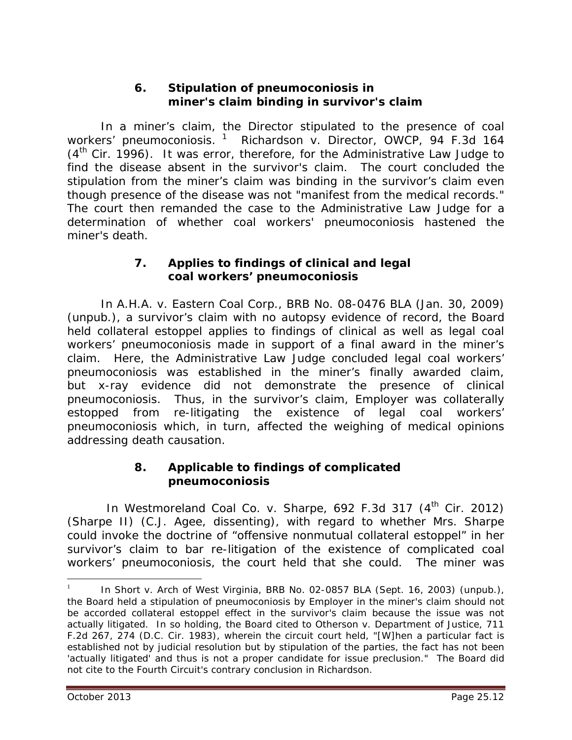### 6. Stipulation of pneumoconiosis in miner's claim binding in survivor's claim

In a miner's claim, the Director stipulated to the presence of coal workers' pneumoconiosis.[1] *Richardson v. Director, OWCP*, 94 F.3d 164 (4th Cir. 1996). It was error, therefore, for the Administrative Law Judge to find the disease absent in the survivor's claim. The court concluded the stipulation from the miner's claim was binding in the survivor's claim even though presence of the disease was not "manifest from the medical records." The court then remanded the case to the Administrative Law Judge for a determination of whether coal workers' pneumoconiosis hastened the miner's death.

### 7. Applies to findings of clinical and legal coal workers' pneumoconiosis

In *A.H.A. v. Eastern Coal Corp.*, BRB No. 08-0476 BLA (Jan. 30, 2009) (unpub.), a survivor's claim with no autopsy evidence of record, the Board held collateral estoppel applies to findings of clinical as well as legal coal workers' pneumoconiosis made in support of a final award in the miner's claim. Here, the Administrative Law Judge concluded legal coal workers' pneumoconiosis was established in the miner's finally awarded claim, but x-ray evidence did not demonstrate the presence of clinical pneumoconiosis. Thus, in the survivor's claim, Employer was collaterally estopped from re-litigating the existence of legal coal workers' pneumoconiosis which, in turn, affected the weighing of medical opinions addressing death causation.

### 8. Applicable to findings of complicated pneumoconiosis

In *Westmoreland Coal Co. v. Sharpe*, 692 F.3d 317 (4th Cir. 2012) (*Sharpe II*) (C.J. Agee, dissenting), with regard to whether Mrs. Sharpe could invoke the doctrine of "offensive nonmutual collateral estoppel" in her survivor's claim to bar re-litigation of the existence of complicated coal workers' pneumoconiosis, the court held that she could. The miner was

---

[1] In *Short v. Arch of West Virginia*, BRB No. 02-0857 BLA (Sept. 16, 2003) (unpub.), the Board held a stipulation of pneumoconiosis by Employer in the miner's claim should not be accorded collateral estoppel effect in the survivor's claim because the issue was not actually litigated. In so holding, the Board cited to *Otherson v. Department of Justice*, 711 F.2d 267, 274 (D.C. Cir. 1983), wherein the circuit court held, "[W]hen a particular fact is established not by judicial resolution but by stipulation of the parties, the fact has not been 'actually litigated' and thus is not a proper candidate for issue preclusion." The Board did not cite to the Fourth Circuit's contrary conclusion in *Richardson*.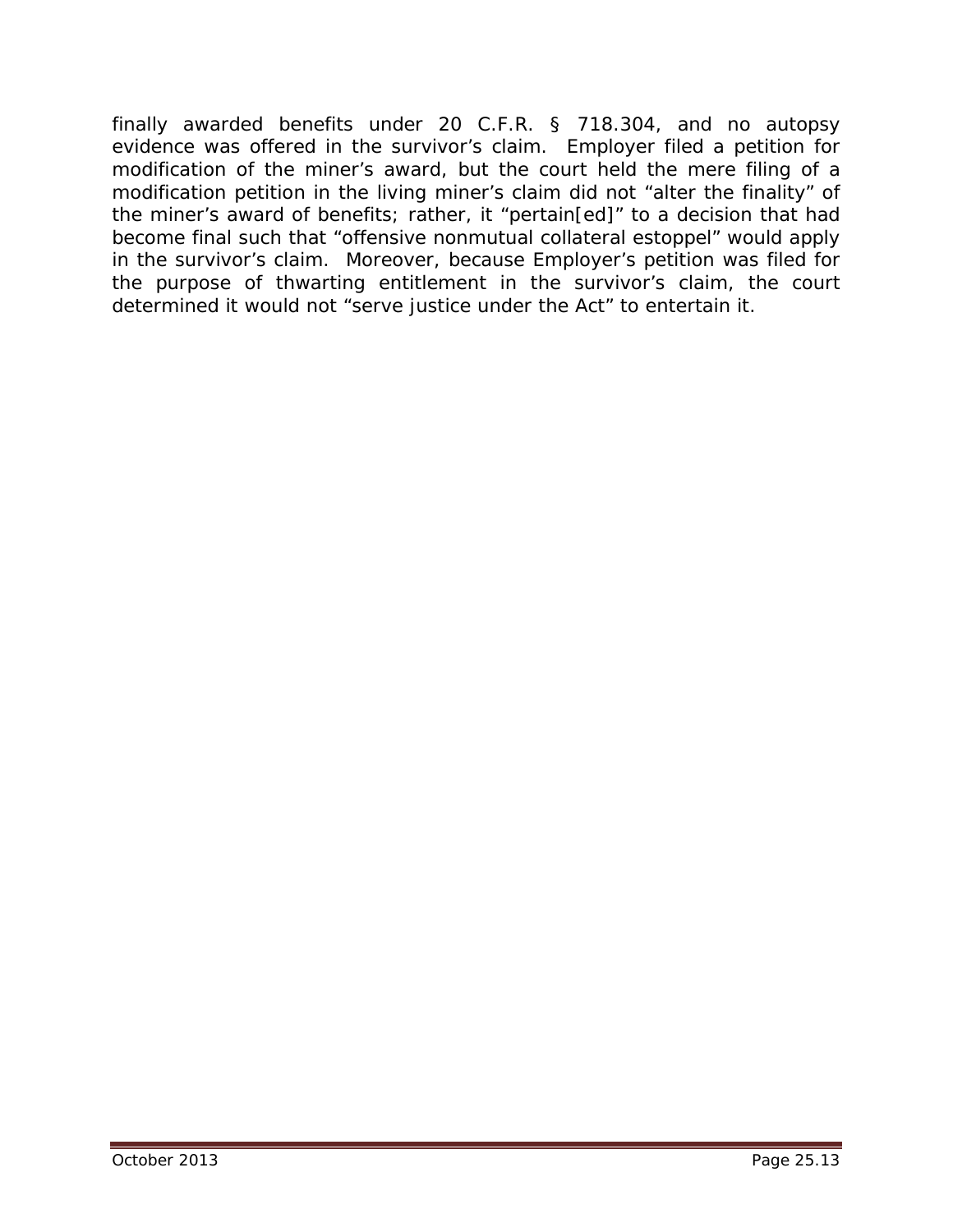finally awarded benefits under 20 C.F.R. § 718.304, and no autopsy evidence was offered in the survivor's claim. Employer filed a petition for modification of the miner's award, but the court held the mere filing of a modification petition in the living miner's claim did not "alter the finality" of the miner's award of benefits; rather, it "pertain[ed]" to a decision that had become final such that "offensive nonmutual collateral estoppel" would apply in the survivor's claim. Moreover, because Employer's petition was filed for the purpose of thwarting entitlement in the survivor's claim, the court determined it would not "serve justice under the Act" to entertain it.